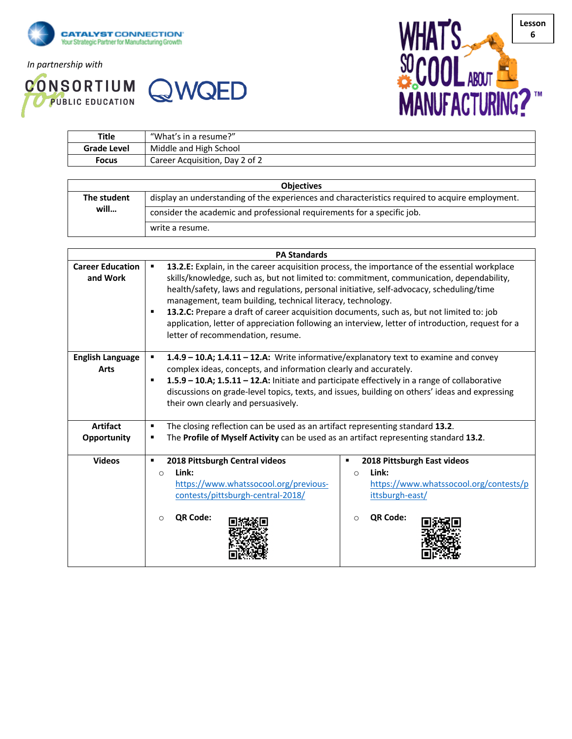CATALYST CONNECTION
Your Strategic Partner for Manufacturing Growth

*In partnership with*

CONSORTIUM for PUBLIC EDUCATION

WQED

WHAT'S SO COOL ABOUT MANUFACTURING?™

**Lesson 6**

| Title | "What's in a resume?" |
|---|---|
| **Grade Level** | Middle and High School |
| **Focus** | Career Acquisition, Day 2 of 2 |

| Objectives | |
|---|---|
| **The student will…** | display an understanding of the experiences and characteristics required to acquire employment. |
| | consider the academic and professional requirements for a specific job. |
| | write a resume. |

| PA Standards | | |
|---|---|---|
| **Career Education and Work** | ▪ **13.2.E:** Explain, in the career acquisition process, the importance of the essential workplace skills/knowledge, such as, but not limited to: commitment, communication, dependability, health/safety, laws and regulations, personal initiative, self-advocacy, scheduling/time management, team building, technical literacy, technology.<br>▪ **13.2.C:** Prepare a draft of career acquisition documents, such as, but not limited to: job application, letter of appreciation following an interview, letter of introduction, request for a letter of recommendation, resume. | |
| **English Language Arts** | ▪ **1.4.9 – 10.A; 1.4.11 – 12.A:** Write informative/explanatory text to examine and convey complex ideas, concepts, and information clearly and accurately.<br>▪ **1.5.9 – 10.A; 1.5.11 – 12.A:** Initiate and participate effectively in a range of collaborative discussions on grade-level topics, texts, and issues, building on others' ideas and expressing their own clearly and persuasively. | |
| **Artifact Opportunity** | ▪ The closing reflection can be used as an artifact representing standard **13.2**.<br>▪ The **Profile of Myself Activity** can be used as an artifact representing standard **13.2**. | |
| **Videos** | ▪ **2018 Pittsburgh Central videos**<br>○ **Link:** https://www.whatssocool.org/previous-contests/pittsburgh-central-2018/<br>○ **QR Code:** | ▪ **2018 Pittsburgh East videos**<br>○ **Link:** https://www.whatssocool.org/contests/pittsburgh-east/<br>○ **QR Code:** |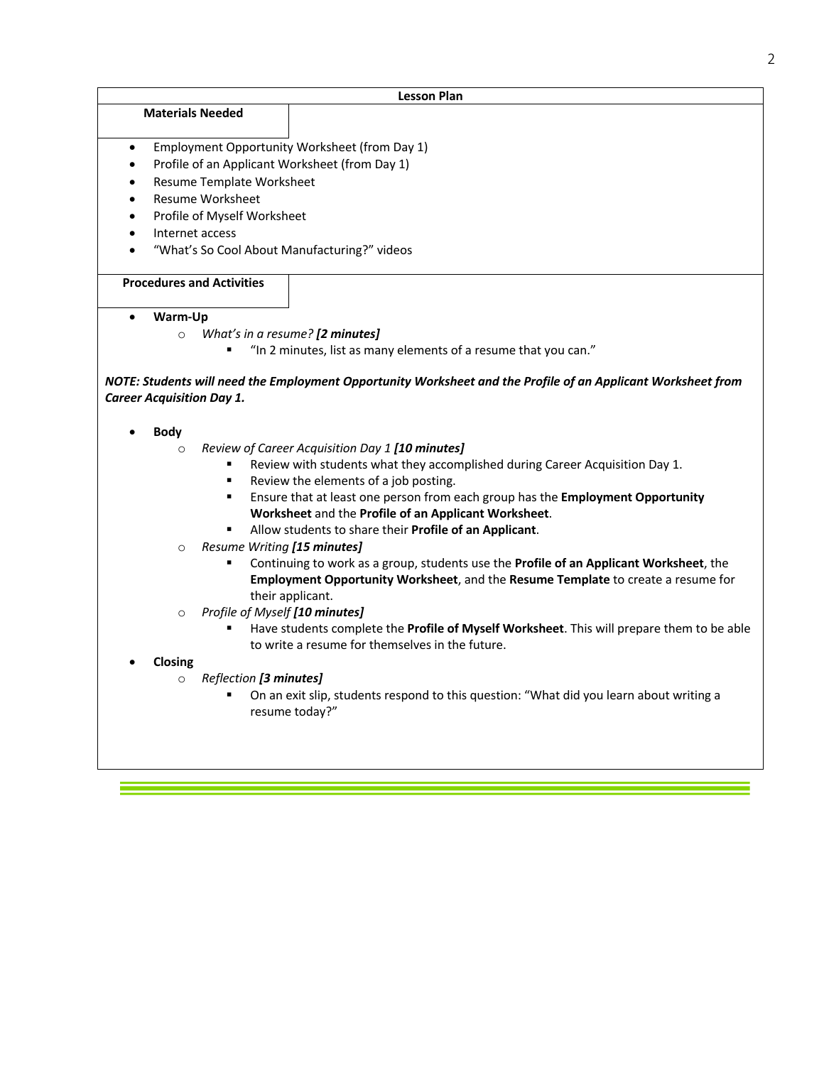## Lesson Plan

### Materials Needed

- Employment Opportunity Worksheet (from Day 1)
- Profile of an Applicant Worksheet (from Day 1)
- Resume Template Worksheet
- Resume Worksheet
- Profile of Myself Worksheet
- Internet access
- "What's So Cool About Manufacturing?" videos

### Procedures and Activities

- **Warm-Up**
  - *What's in a resume?* ***[2 minutes]***
    - "In 2 minutes, list as many elements of a resume that you can."

***NOTE: Students will need the Employment Opportunity Worksheet and the Profile of an Applicant Worksheet from Career Acquisition Day 1.***

- **Body**
  - *Review of Career Acquisition Day 1* ***[10 minutes]***
    - Review with students what they accomplished during Career Acquisition Day 1.
    - Review the elements of a job posting.
    - Ensure that at least one person from each group has the **Employment Opportunity Worksheet** and the **Profile of an Applicant Worksheet**.
    - Allow students to share their **Profile of an Applicant**.
  - *Resume Writing* ***[15 minutes]***
    - Continuing to work as a group, students use the **Profile of an Applicant Worksheet**, the **Employment Opportunity Worksheet**, and the **Resume Template** to create a resume for their applicant.
  - *Profile of Myself* ***[10 minutes]***
    - Have students complete the **Profile of Myself Worksheet**. This will prepare them to be able to write a resume for themselves in the future.
- **Closing**
  - *Reflection* ***[3 minutes]***
    - On an exit slip, students respond to this question: "What did you learn about writing a resume today?"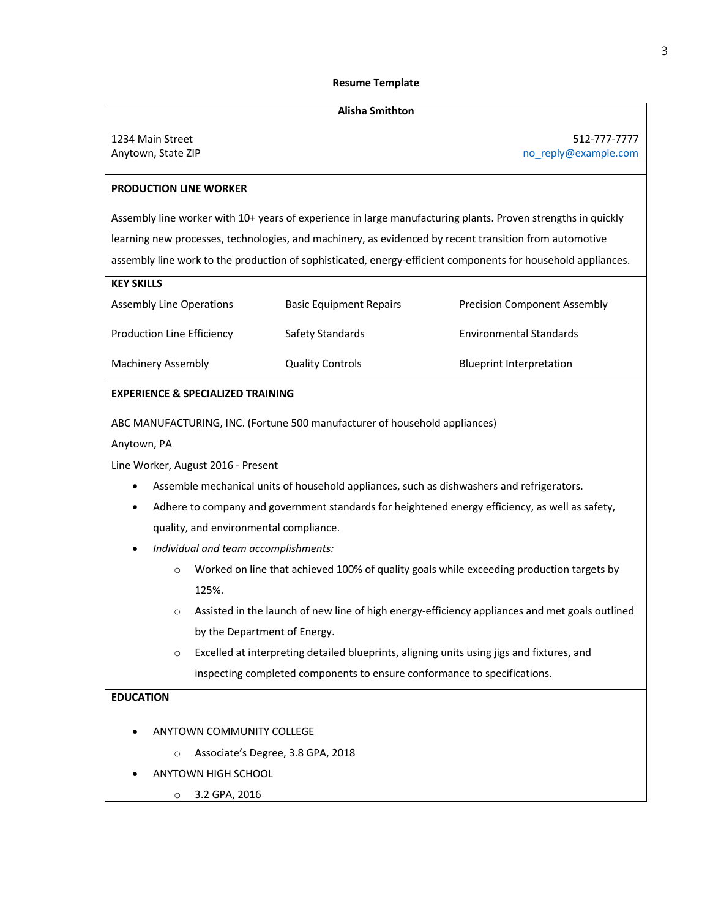**Resume Template**

**Alisha Smithton**

1234 Main Street
Anytown, State ZIP

512-777-7777
no_reply@example.com

**PRODUCTION LINE WORKER**

Assembly line worker with 10+ years of experience in large manufacturing plants. Proven strengths in quickly learning new processes, technologies, and machinery, as evidenced by recent transition from automotive assembly line work to the production of sophisticated, energy-efficient components for household appliances.

**KEY SKILLS**

| | | |
|---|---|---|
| Assembly Line Operations | Basic Equipment Repairs | Precision Component Assembly |
| Production Line Efficiency | Safety Standards | Environmental Standards |
| Machinery Assembly | Quality Controls | Blueprint Interpretation |

**EXPERIENCE & SPECIALIZED TRAINING**

ABC MANUFACTURING, INC. (Fortune 500 manufacturer of household appliances)

Anytown, PA

Line Worker, August 2016 - Present

- Assemble mechanical units of household appliances, such as dishwashers and refrigerators.
- Adhere to company and government standards for heightened energy efficiency, as well as safety, quality, and environmental compliance.
- *Individual and team accomplishments:*
  - Worked on line that achieved 100% of quality goals while exceeding production targets by 125%.
  - Assisted in the launch of new line of high energy-efficiency appliances and met goals outlined by the Department of Energy.
  - Excelled at interpreting detailed blueprints, aligning units using jigs and fixtures, and inspecting completed components to ensure conformance to specifications.

**EDUCATION**

- ANYTOWN COMMUNITY COLLEGE
  - Associate's Degree, 3.8 GPA, 2018
- ANYTOWN HIGH SCHOOL
  - 3.2 GPA, 2016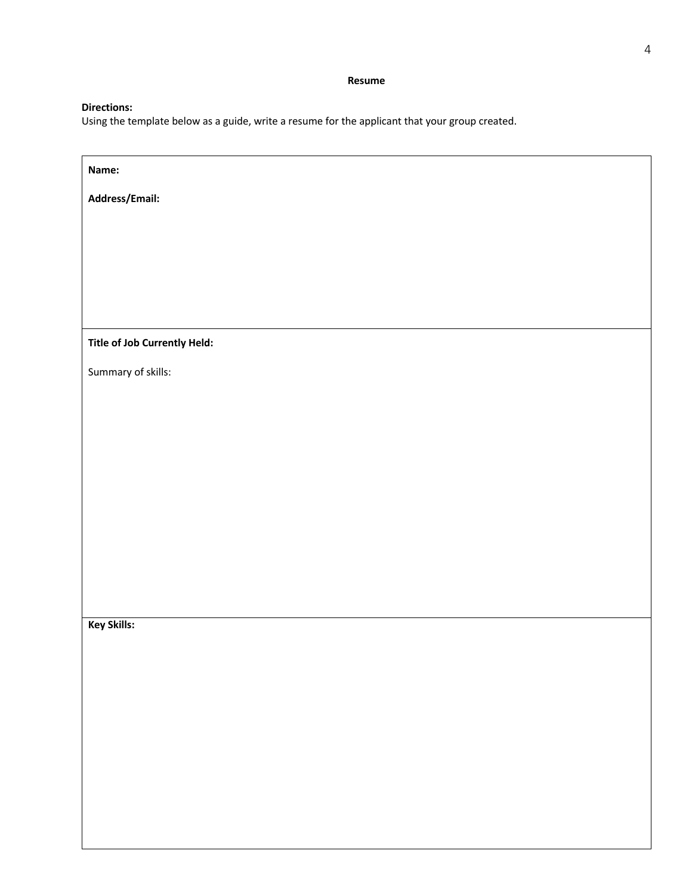**Resume**

**Directions:**
Using the template below as a guide, write a resume for the applicant that your group created.

| **Name:**<br><br>**Address/Email:** |
| --- |
| **Title of Job Currently Held:**<br><br>Summary of skills: |
| **Key Skills:** |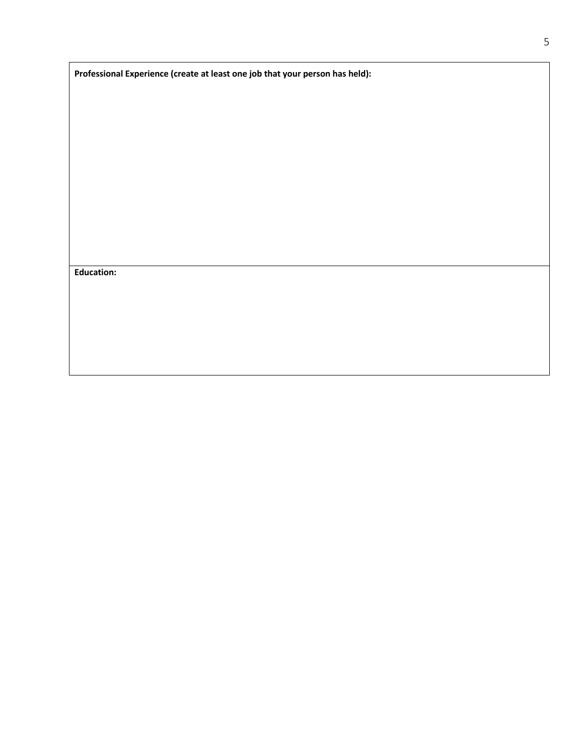| **Professional Experience (create at least one job that your person has held):** |
| --- |
| <br><br><br><br><br><br><br><br><br><br><br><br> |
| **Education:** |
| <br><br><br><br><br><br> |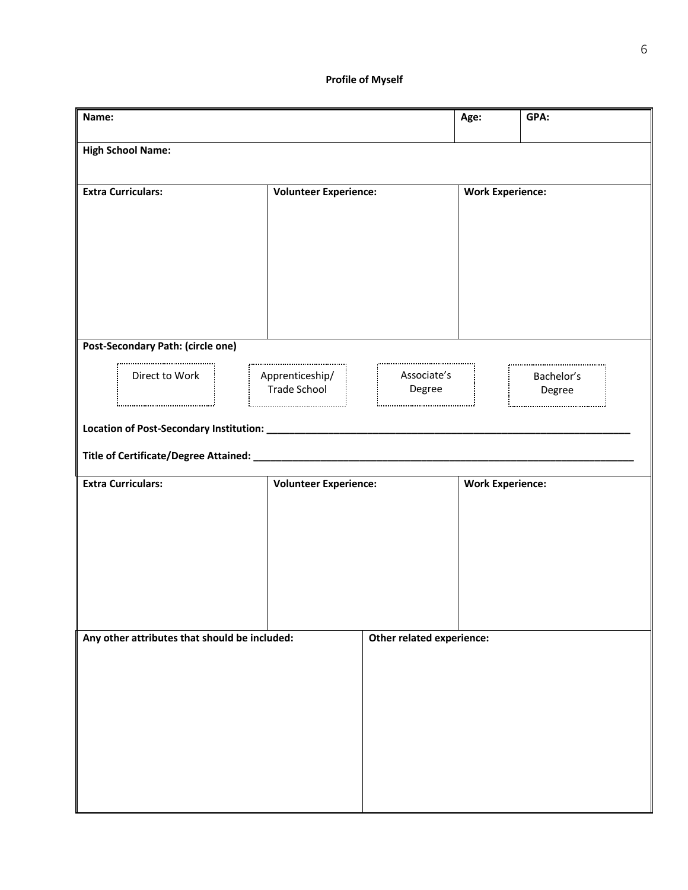**Profile of Myself**

| Name: | | Age: | GPA: |
|---|---|---|---|
| **High School Name:** | | | |

| Extra Curriculars: | Volunteer Experience: | Work Experience: |
|---|---|---|
| | | |

**Post-Secondary Path: (circle one)**

Direct to Work | Apprenticeship/ Trade School | Associate's Degree | Bachelor's Degree

**Location of Post-Secondary Institution:** ___________________________________________________________________

**Title of Certificate/Degree Attained:** _______________________________________________________________________

| Extra Curriculars: | Volunteer Experience: | Work Experience: |
|---|---|---|
| | | |

| Any other attributes that should be included: | Other related experience: |
|---|---|
| | |